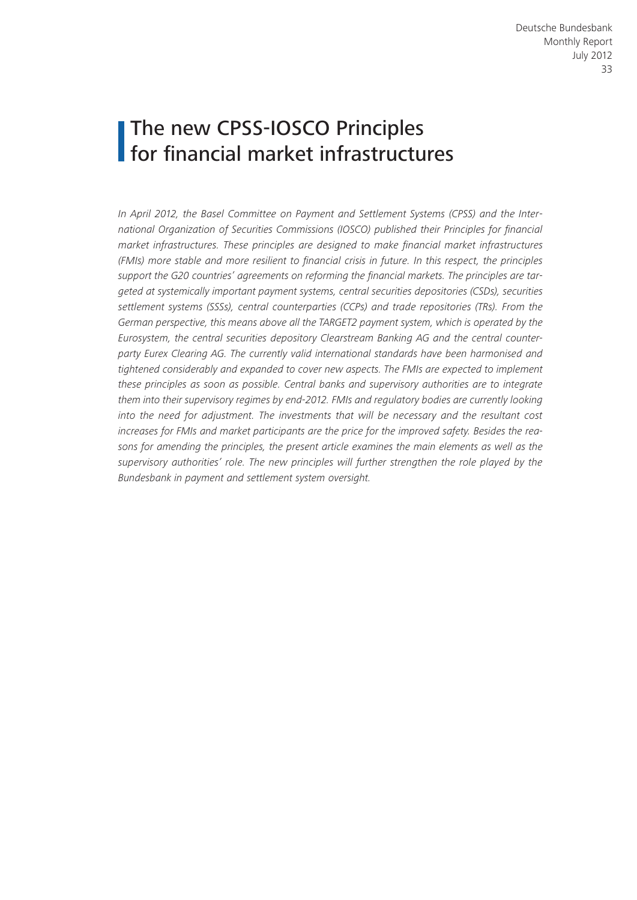# The new CPSS-IOSCO Principles for financial market infrastructures

*In April 2012, the Basel Committee on Payment and Settlement Systems (CPSS) and the International Organization of Securities Commissions (IOSCO) published their Principles for financial market infrastructures. These principles are designed to make financial market infrastructures (FMIs) more stable and more resilient to financial crisis in future. In this respect, the principles support the G20 countries' agreements on reforming the financial markets. The principles are targeted at systemically important payment systems, central securities depositories (CSDs), securities settlement systems (SSSs), central counterparties (CCPs) and trade repositories (TRs). From the German perspective, this means above all the TARGET2 payment system, which is operated by the Eurosystem, the central securities depository Clearstream Banking AG and the central counterparty Eurex Clearing AG. The currently valid international standards have been harmonised and tightened considerably and expanded to cover new aspects. The FMIs are expected to implement these principles as soon as possible. Central banks and supervisory authorities are to integrate them into their supervisory regimes by end-2012. FMIs and regulatory bodies are currently looking into the need for adjustment. The investments that will be necessary and the resultant cost increases for FMIs and market participants are the price for the improved safety. Besides the reasons for amending the principles, the present article examines the main elements as well as the supervisory authorities' role. The new principles will further strengthen the role played by the Bundesbank in payment and settlement system oversight.*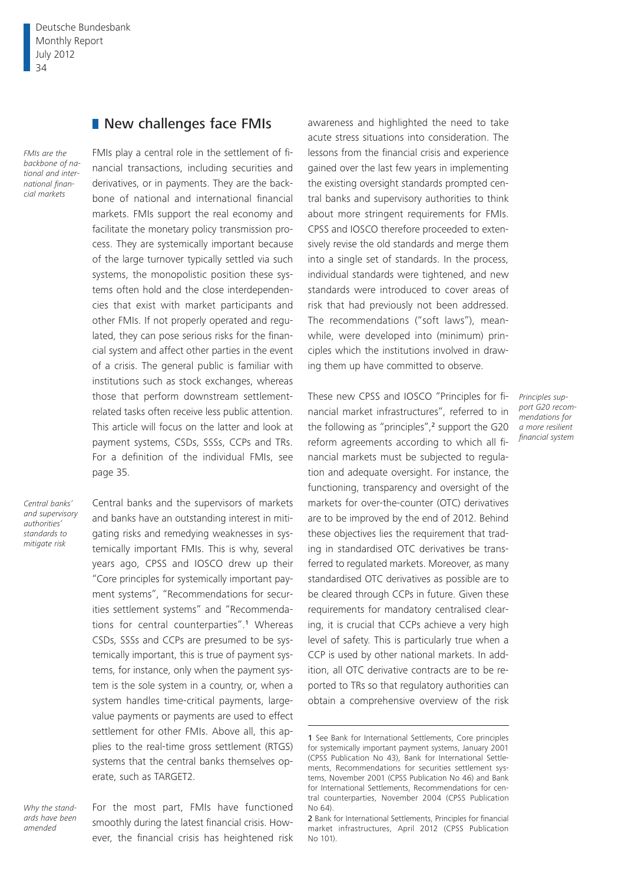## New challenges face FMIs

*FMIs are the backbone of national and international financial markets*

FMIs play a central role in the settlement of financial transactions, including securities and derivatives, or in payments. They are the backbone of national and international financial markets. FMIs support the real economy and facilitate the monetary policy transmission process. They are systemically important because of the large turnover typically settled via such systems, the monopolistic position these systems often hold and the close interdependencies that exist with market participants and other FMIs. If not properly operated and regulated, they can pose serious risks for the financial system and affect other parties in the event of a crisis. The general public is familiar with institutions such as stock exchanges, whereas those that perform downstream settlement-related tasks often receive less public attention. This article will focus on the latter and look at payment systems, CSDs, SSSs, CCPs and TRs. For a definition of the individual FMIs, see page 35.

*Central banks' and supervisory authorities' standards to mitigate risk*

Central banks and the supervisors of markets and banks have an outstanding interest in mitigating risks and remedying weaknesses in systemically important FMIs. This is why, several years ago, CPSS and IOSCO drew up their "Core principles for systemically important payment systems", "Recommendations for securities settlement systems" and "Recommendations for central counterparties".[1] Whereas CSDs, SSSs and CCPs are presumed to be systemically important, this is true of payment systems, for instance, only when the payment system is the sole system in a country, or, when a system handles time-critical payments, large-value payments or payments are used to effect settlement for other FMIs. Above all, this applies to the real-time gross settlement (RTGS) systems that the central banks themselves operate, such as TARGET2.

*Why the standards have been amended*

For the most part, FMIs have functioned smoothly during the latest financial crisis. However, the financial crisis has heightened risk awareness and highlighted the need to take acute stress situations into consideration. The lessons from the financial crisis and experience gained over the last few years in implementing the existing oversight standards prompted central banks and supervisory authorities to think about more stringent requirements for FMIs. CPSS and IOSCO therefore proceeded to extensively revise the old standards and merge them into a single set of standards. In the process, individual standards were tightened, and new standards were introduced to cover areas of risk that had previously not been addressed. The recommendations ("soft laws"), meanwhile, were developed into (minimum) principles which the institutions involved in drawing them up have committed to observe.

*Principles support G20 recommendations for a more resilient financial system*

These new CPSS and IOSCO "Principles for financial market infrastructures", referred to in the following as "principles",[2] support the G20 reform agreements according to which all financial markets must be subjected to regulation and adequate oversight. For instance, the functioning, transparency and oversight of the markets for over-the-counter (OTC) derivatives are to be improved by the end of 2012. Behind these objectives lies the requirement that trading in standardised OTC derivatives be transferred to regulated markets. Moreover, as many standardised OTC derivatives as possible are to be cleared through CCPs in future. Given these requirements for mandatory centralised clearing, it is crucial that CCPs achieve a very high level of safety. This is particularly true when a CCP is used by other national markets. In addition, all OTC derivative contracts are to be reported to TRs so that regulatory authorities can obtain a comprehensive overview of the risk

---

1 See Bank for International Settlements, Core principles for systemically important payment systems, January 2001 (CPSS Publication No 43), Bank for International Settlements, Recommendations for securities settlement systems, November 2001 (CPSS Publication No 46) and Bank for International Settlements, Recommendations for central counterparties, November 2004 (CPSS Publication No 64).

2 Bank for International Settlements, Principles for financial market infrastructures, April 2012 (CPSS Publication No 101).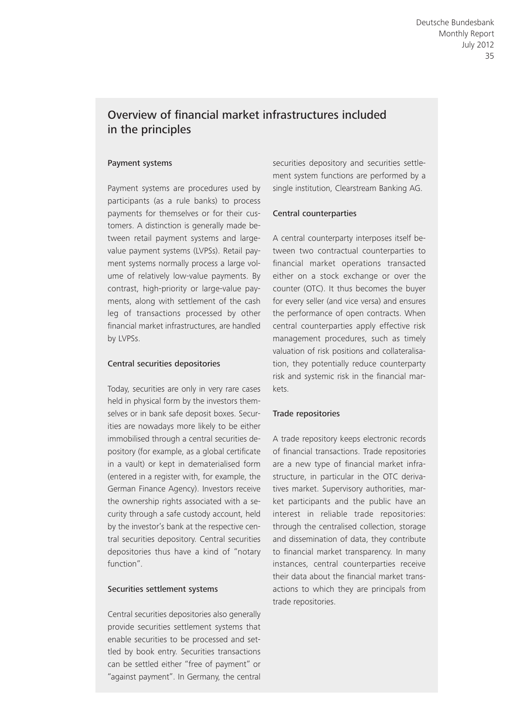## Overview of financial market infrastructures included in the principles

### Payment systems

Payment systems are procedures used by participants (as a rule banks) to process payments for themselves or for their customers. A distinction is generally made between retail payment systems and large-value payment systems (LVPSs). Retail payment systems normally process a large volume of relatively low-value payments. By contrast, high-priority or large-value payments, along with settlement of the cash leg of transactions processed by other financial market infrastructures, are handled by LVPSs.

### Central securities depositories

Today, securities are only in very rare cases held in physical form by the investors themselves or in bank safe deposit boxes. Securities are nowadays more likely to be either immobilised through a central securities depository (for example, as a global certificate in a vault) or kept in dematerialised form (entered in a register with, for example, the German Finance Agency). Investors receive the ownership rights associated with a security through a safe custody account, held by the investor's bank at the respective central securities depository. Central securities depositories thus have a kind of "notary function".

### Securities settlement systems

Central securities depositories also generally provide securities settlement systems that enable securities to be processed and settled by book entry. Securities transactions can be settled either "free of payment" or "against payment". In Germany, the central securities depository and securities settlement system functions are performed by a single institution, Clearstream Banking AG.

### Central counterparties

A central counterparty interposes itself between two contractual counterparties to financial market operations transacted either on a stock exchange or over the counter (OTC). It thus becomes the buyer for every seller (and vice versa) and ensures the performance of open contracts. When central counterparties apply effective risk management procedures, such as timely valuation of risk positions and collateralisation, they potentially reduce counterparty risk and systemic risk in the financial markets.

### Trade repositories

A trade repository keeps electronic records of financial transactions. Trade repositories are a new type of financial market infrastructure, in particular in the OTC derivatives market. Supervisory authorities, market participants and the public have an interest in reliable trade repositories: through the centralised collection, storage and dissemination of data, they contribute to financial market transparency. In many instances, central counterparties receive their data about the financial market transactions to which they are principals from trade repositories.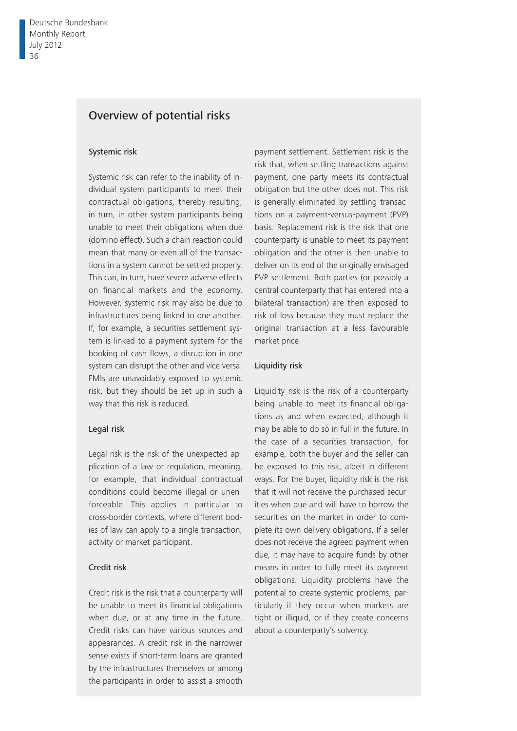## Overview of potential risks

### Systemic risk

Systemic risk can refer to the inability of individual system participants to meet their contractual obligations, thereby resulting, in turn, in other system participants being unable to meet their obligations when due (domino effect). Such a chain reaction could mean that many or even all of the transactions in a system cannot be settled properly. This can, in turn, have severe adverse effects on financial markets and the economy. However, systemic risk may also be due to infrastructures being linked to one another. If, for example, a securities settlement system is linked to a payment system for the booking of cash flows, a disruption in one system can disrupt the other and vice versa. FMIs are unavoidably exposed to systemic risk, but they should be set up in such a way that this risk is reduced.

### Legal risk

Legal risk is the risk of the unexpected application of a law or regulation, meaning, for example, that individual contractual conditions could become illegal or unenforceable. This applies in particular to cross-border contexts, where different bodies of law can apply to a single transaction, activity or market participant.

### Credit risk

Credit risk is the risk that a counterparty will be unable to meet its financial obligations when due, or at any time in the future. Credit risks can have various sources and appearances. A credit risk in the narrower sense exists if short-term loans are granted by the infrastructures themselves or among the participants in order to assist a smooth payment settlement. Settlement risk is the risk that, when settling transactions against payment, one party meets its contractual obligation but the other does not. This risk is generally eliminated by settling transactions on a payment-versus-payment (PVP) basis. Replacement risk is the risk that one counterparty is unable to meet its payment obligation and the other is then unable to deliver on its end of the originally envisaged PVP settlement. Both parties (or possibly a central counterparty that has entered into a bilateral transaction) are then exposed to risk of loss because they must replace the original transaction at a less favourable market price.

### Liquidity risk

Liquidity risk is the risk of a counterparty being unable to meet its financial obligations as and when expected, although it may be able to do so in full in the future. In the case of a securities transaction, for example, both the buyer and the seller can be exposed to this risk, albeit in different ways. For the buyer, liquidity risk is the risk that it will not receive the purchased securities when due and will have to borrow the securities on the market in order to complete its own delivery obligations. If a seller does not receive the agreed payment when due, it may have to acquire funds by other means in order to fully meet its payment obligations. Liquidity problems have the potential to create systemic problems, particularly if they occur when markets are tight or illiquid, or if they create concerns about a counterparty's solvency.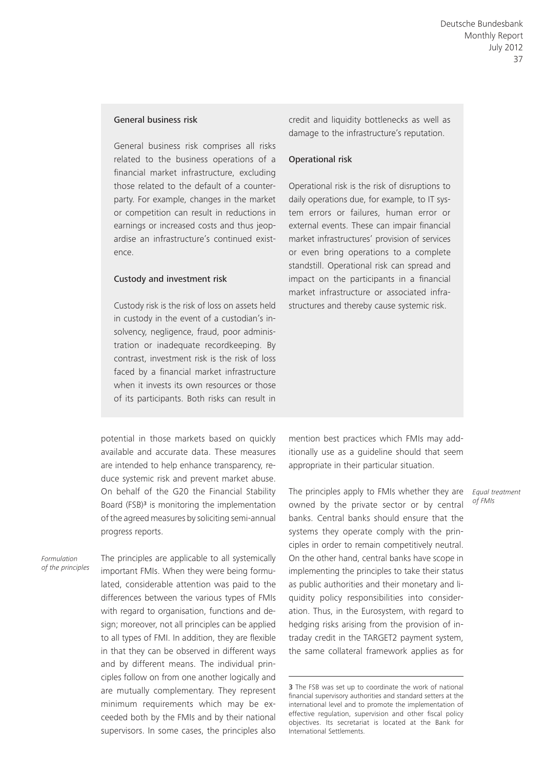### General business risk

General business risk comprises all risks related to the business operations of a financial market infrastructure, excluding those related to the default of a counterparty. For example, changes in the market or competition can result in reductions in earnings or increased costs and thus jeopardise an infrastructure's continued existence.

### Custody and investment risk

Custody risk is the risk of loss on assets held in custody in the event of a custodian's insolvency, negligence, fraud, poor administration or inadequate recordkeeping. By contrast, investment risk is the risk of loss faced by a financial market infrastructure when it invests its own resources or those of its participants. Both risks can result in credit and liquidity bottlenecks as well as damage to the infrastructure's reputation.

### Operational risk

Operational risk is the risk of disruptions to daily operations due, for example, to IT system errors or failures, human error or external events. These can impair financial market infrastructures' provision of services or even bring operations to a complete standstill. Operational risk can spread and impact on the participants in a financial market infrastructure or associated infrastructures and thereby cause systemic risk.

potential in those markets based on quickly available and accurate data. These measures are intended to help enhance transparency, reduce systemic risk and prevent market abuse. On behalf of the G20 the Financial Stability Board (FSB)[3] is monitoring the implementation of the agreed measures by soliciting semi-annual progress reports.

*Formulation of the principles*

The principles are applicable to all systemically important FMIs. When they were being formulated, considerable attention was paid to the differences between the various types of FMIs with regard to organisation, functions and design; moreover, not all principles can be applied to all types of FMI. In addition, they are flexible in that they can be observed in different ways and by different means. The individual principles follow on from one another logically and are mutually complementary. They represent minimum requirements which may be exceeded both by the FMIs and by their national supervisors. In some cases, the principles also mention best practices which FMIs may additionally use as a guideline should that seem appropriate in their particular situation.

*Equal treatment of FMIs*

The principles apply to FMIs whether they are owned by the private sector or by central banks. Central banks should ensure that the systems they operate comply with the principles in order to remain competitively neutral. On the other hand, central banks have scope in implementing the principles to take their status as public authorities and their monetary and liquidity policy responsibilities into consideration. Thus, in the Eurosystem, with regard to hedging risks arising from the provision of intraday credit in the TARGET2 payment system, the same collateral framework applies as for

3 The FSB was set up to coordinate the work of national financial supervisory authorities and standard setters at the international level and to promote the implementation of effective regulation, supervision and other fiscal policy objectives. Its secretariat is located at the Bank for International Settlements.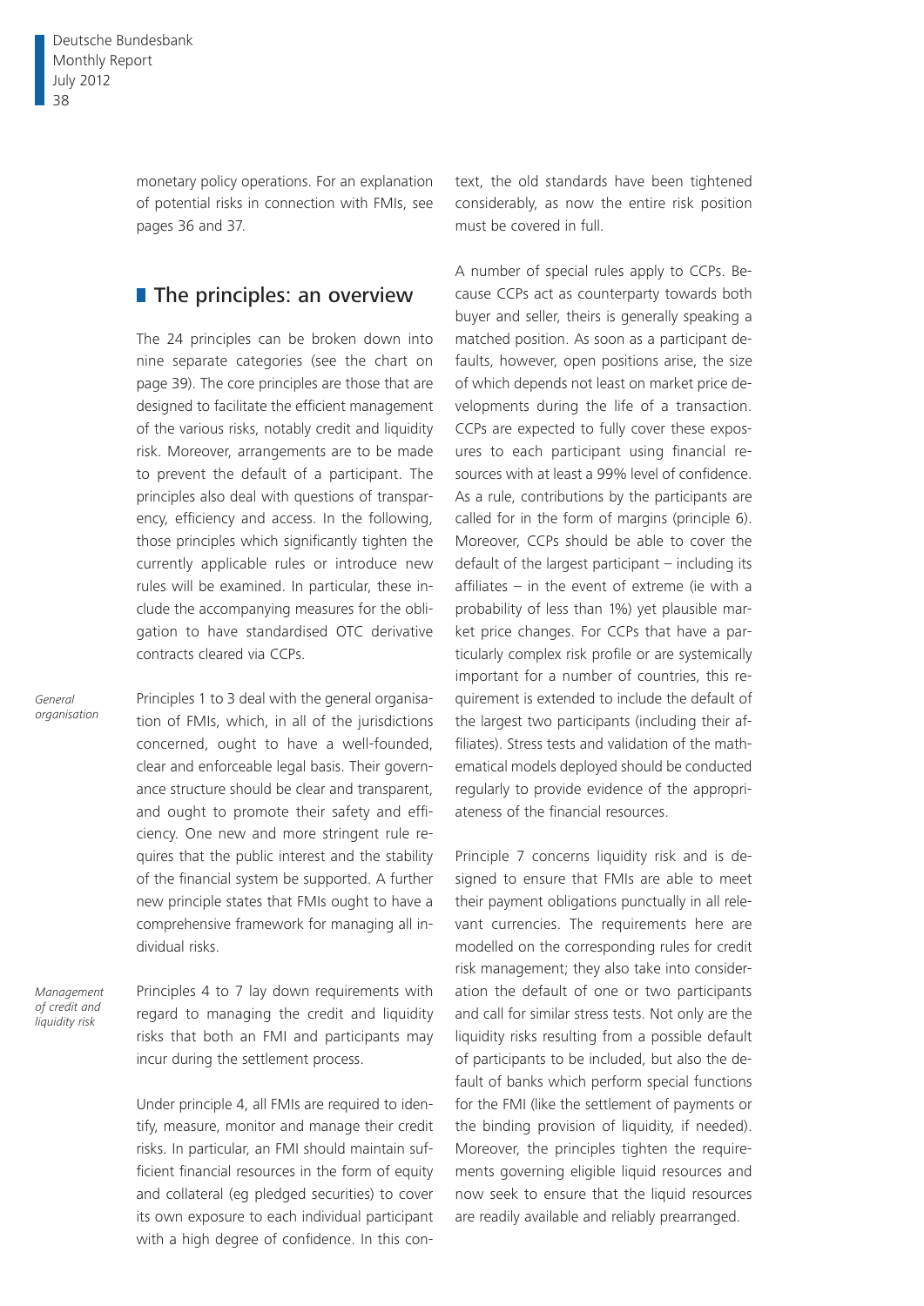monetary policy operations. For an explanation of potential risks in connection with FMIs, see pages 36 and 37.

## The principles: an overview

The 24 principles can be broken down into nine separate categories (see the chart on page 39). The core principles are those that are designed to facilitate the efficient management of the various risks, notably credit and liquidity risk. Moreover, arrangements are to be made to prevent the default of a participant. The principles also deal with questions of transparency, efficiency and access. In the following, those principles which significantly tighten the currently applicable rules or introduce new rules will be examined. In particular, these include the accompanying measures for the obligation to have standardised OTC derivative contracts cleared via CCPs.

*General organisation*

Principles 1 to 3 deal with the general organisation of FMIs, which, in all of the jurisdictions concerned, ought to have a well-founded, clear and enforceable legal basis. Their governance structure should be clear and transparent, and ought to promote their safety and efficiency. One new and more stringent rule requires that the public interest and the stability of the financial system be supported. A further new principle states that FMIs ought to have a comprehensive framework for managing all individual risks.

*Management of credit and liquidity risk*

Principles 4 to 7 lay down requirements with regard to managing the credit and liquidity risks that both an FMI and participants may incur during the settlement process.

Under principle 4, all FMIs are required to identify, measure, monitor and manage their credit risks. In particular, an FMI should maintain sufficient financial resources in the form of equity and collateral (eg pledged securities) to cover its own exposure to each individual participant with a high degree of confidence. In this context, the old standards have been tightened considerably, as now the entire risk position must be covered in full.

A number of special rules apply to CCPs. Because CCPs act as counterparty towards both buyer and seller, theirs is generally speaking a matched position. As soon as a participant defaults, however, open positions arise, the size of which depends not least on market price developments during the life of a transaction. CCPs are expected to fully cover these exposures to each participant using financial resources with at least a 99% level of confidence. As a rule, contributions by the participants are called for in the form of margins (principle 6). Moreover, CCPs should be able to cover the default of the largest participant – including its affiliates – in the event of extreme (ie with a probability of less than 1%) yet plausible market price changes. For CCPs that have a particularly complex risk profile or are systemically important for a number of countries, this requirement is extended to include the default of the largest two participants (including their affiliates). Stress tests and validation of the mathematical models deployed should be conducted regularly to provide evidence of the appropriateness of the financial resources.

Principle 7 concerns liquidity risk and is designed to ensure that FMIs are able to meet their payment obligations punctually in all relevant currencies. The requirements here are modelled on the corresponding rules for credit risk management; they also take into consideration the default of one or two participants and call for similar stress tests. Not only are the liquidity risks resulting from a possible default of participants to be included, but also the default of banks which perform special functions for the FMI (like the settlement of payments or the binding provision of liquidity, if needed). Moreover, the principles tighten the requirements governing eligible liquid resources and now seek to ensure that the liquid resources are readily available and reliably prearranged.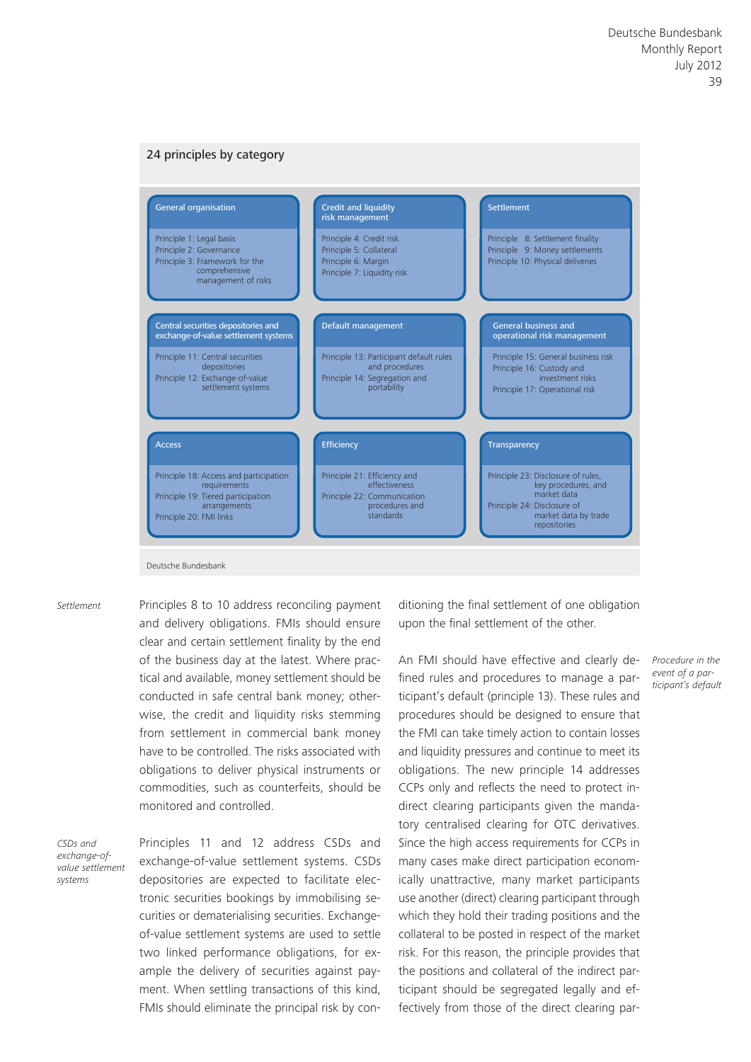## 24 principles by category

| General organisation | Credit and liquidity risk management | Settlement |
|---|---|---|
| Principle 1: Legal basis<br>Principle 2: Governance<br>Principle 3: Framework for the comprehensive management of risks | Principle 4: Credit risk<br>Principle 5: Collateral<br>Principle 6: Margin<br>Principle 7: Liquidity risk | Principle 8: Settlement finality<br>Principle 9: Money settlements<br>Principle 10: Physical deliveries |
| **Central securities depositories and exchange-of-value settlement systems** | **Default management** | **General business and operational risk management** |
| Principle 11: Central securities depositories<br>Principle 12: Exchange-of-value settlement systems | Principle 13: Participant default rules and procedures<br>Principle 14: Segregation and portability | Principle 15: General business risk<br>Principle 16: Custody and investment risks<br>Principle 17: Operational risk |
| **Access** | **Efficiency** | **Transparency** |
| Principle 18: Access and participation requirements<br>Principle 19: Tiered participation arrangements<br>Principle 20: FMI links | Principle 21: Efficiency and effectiveness<br>Principle 22: Communication procedures and standards | Principle 23: Disclosure of rules, key procedures, and market data<br>Principle 24: Disclosure of market data by trade repositories |

Deutsche Bundesbank

*Settlement*

Principles 8 to 10 address reconciling payment and delivery obligations. FMIs should ensure clear and certain settlement finality by the end of the business day at the latest. Where practical and available, money settlement should be conducted in safe central bank money; otherwise, the credit and liquidity risks stemming from settlement in commercial bank money have to be controlled. The risks associated with obligations to deliver physical instruments or commodities, such as counterfeits, should be monitored and controlled.

*CSDs and exchange-of-value settlement systems*

Principles 11 and 12 address CSDs and exchange-of-value settlement systems. CSDs depositories are expected to facilitate electronic securities bookings by immobilising securities or dematerialising securities. Exchange-of-value settlement systems are used to settle two linked performance obligations, for example the delivery of securities against payment. When settling transactions of this kind, FMIs should eliminate the principal risk by conditioning the final settlement of one obligation upon the final settlement of the other.

*Procedure in the event of a participant's default*

An FMI should have effective and clearly defined rules and procedures to manage a participant's default (principle 13). These rules and procedures should be designed to ensure that the FMI can take timely action to contain losses and liquidity pressures and continue to meet its obligations. The new principle 14 addresses CCPs only and reflects the need to protect indirect clearing participants given the mandatory centralised clearing for OTC derivatives. Since the high access requirements for CCPs in many cases make direct participation economically unattractive, many market participants use another (direct) clearing participant through which they hold their trading positions and the collateral to be posted in respect of the market risk. For this reason, the principle provides that the positions and collateral of the indirect participant should be segregated legally and effectively from those of the direct clearing par-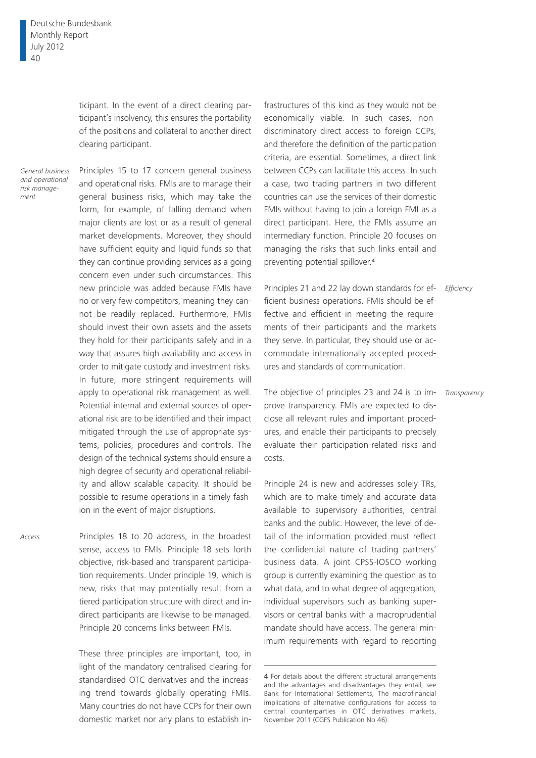ticipant. In the event of a direct clearing participant's insolvency, this ensures the portability of the positions and collateral to another direct clearing participant.

*General business and operational risk management*

Principles 15 to 17 concern general business and operational risks. FMIs are to manage their general business risks, which may take the form, for example, of falling demand when major clients are lost or as a result of general market developments. Moreover, they should have sufficient equity and liquid funds so that they can continue providing services as a going concern even under such circumstances. This new principle was added because FMIs have no or very few competitors, meaning they cannot be readily replaced. Furthermore, FMIs should invest their own assets and the assets they hold for their participants safely and in a way that assures high availability and access in order to mitigate custody and investment risks. In future, more stringent requirements will apply to operational risk management as well. Potential internal and external sources of operational risk are to be identified and their impact mitigated through the use of appropriate systems, policies, procedures and controls. The design of the technical systems should ensure a high degree of security and operational reliability and allow scalable capacity. It should be possible to resume operations in a timely fashion in the event of major disruptions.

*Access*

Principles 18 to 20 address, in the broadest sense, access to FMIs. Principle 18 sets forth objective, risk-based and transparent participation requirements. Under principle 19, which is new, risks that may potentially result from a tiered participation structure with direct and indirect participants are likewise to be managed. Principle 20 concerns links between FMIs.

These three principles are important, too, in light of the mandatory centralised clearing for standardised OTC derivatives and the increasing trend towards globally operating FMIs. Many countries do not have CCPs for their own domestic market nor any plans to establish infrastructures of this kind as they would not be economically viable. In such cases, non-discriminatory direct access to foreign CCPs, and therefore the definition of the participation criteria, are essential. Sometimes, a direct link between CCPs can facilitate this access. In such a case, two trading partners in two different countries can use the services of their domestic FMIs without having to join a foreign FMI as a direct participant. Here, the FMIs assume an intermediary function. Principle 20 focuses on managing the risks that such links entail and preventing potential spillover.[4]

*Efficiency*

Principles 21 and 22 lay down standards for efficient business operations. FMIs should be effective and efficient in meeting the requirements of their participants and the markets they serve. In particular, they should use or accommodate internationally accepted procedures and standards of communication.

*Transparency*

The objective of principles 23 and 24 is to improve transparency. FMIs are expected to disclose all relevant rules and important procedures, and enable their participants to precisely evaluate their participation-related risks and costs.

Principle 24 is new and addresses solely TRs, which are to make timely and accurate data available to supervisory authorities, central banks and the public. However, the level of detail of the information provided must reflect the confidential nature of trading partners' business data. A joint CPSS-IOSCO working group is currently examining the question as to what data, and to what degree of aggregation, individual supervisors such as banking supervisors or central banks with a macroprudential mandate should have access. The general minimum requirements with regard to reporting

---

4 For details about the different structural arrangements and the advantages and disadvantages they entail, see Bank for International Settlements, The macrofinancial implications of alternative configurations for access to central counterparties in OTC derivatives markets, November 2011 (CGFS Publication No 46).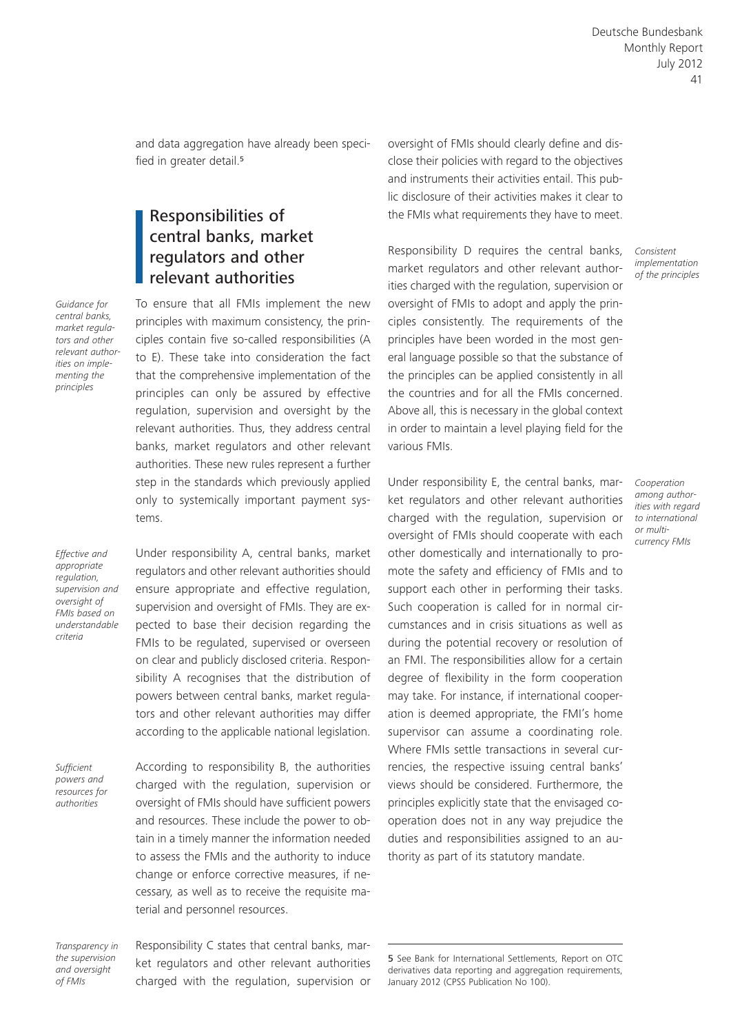and data aggregation have already been specified in greater detail.[5]

## Responsibilities of central banks, market regulators and other relevant authorities

*Guidance for central banks, market regulators and other relevant authorities on implementing the principles*

To ensure that all FMIs implement the new principles with maximum consistency, the principles contain five so-called responsibilities (A to E). These take into consideration the fact that the comprehensive implementation of the principles can only be assured by effective regulation, supervision and oversight by the relevant authorities. Thus, they address central banks, market regulators and other relevant authorities. These new rules represent a further step in the standards which previously applied only to systemically important payment systems.

*Effective and appropriate regulation, supervision and oversight of FMIs based on understandable criteria*

Under responsibility A, central banks, market regulators and other relevant authorities should ensure appropriate and effective regulation, supervision and oversight of FMIs. They are expected to base their decision regarding the FMIs to be regulated, supervised or overseen on clear and publicly disclosed criteria. Responsibility A recognises that the distribution of powers between central banks, market regulators and other relevant authorities may differ according to the applicable national legislation.

*Sufficient powers and resources for authorities*

According to responsibility B, the authorities charged with the regulation, supervision or oversight of FMIs should have sufficient powers and resources. These include the power to obtain in a timely manner the information needed to assess the FMIs and the authority to induce change or enforce corrective measures, if necessary, as well as to receive the requisite material and personnel resources.

*Transparency in the supervision and oversight of FMIs*

Responsibility C states that central banks, market regulators and other relevant authorities charged with the regulation, supervision or oversight of FMIs should clearly define and disclose their policies with regard to the objectives and instruments their activities entail. This public disclosure of their activities makes it clear to the FMIs what requirements they have to meet.

*Consistent implementation of the principles*

Responsibility D requires the central banks, market regulators and other relevant authorities charged with the regulation, supervision or oversight of FMIs to adopt and apply the principles consistently. The requirements of the principles have been worded in the most general language possible so that the substance of the principles can be applied consistently in all the countries and for all the FMIs concerned. Above all, this is necessary in the global context in order to maintain a level playing field for the various FMIs.

*Cooperation among authorities with regard to international or multi-currency FMIs*

Under responsibility E, the central banks, market regulators and other relevant authorities charged with the regulation, supervision or oversight of FMIs should cooperate with each other domestically and internationally to promote the safety and efficiency of FMIs and to support each other in performing their tasks. Such cooperation is called for in normal circumstances and in crisis situations as well as during the potential recovery or resolution of an FMI. The responsibilities allow for a certain degree of flexibility in the form cooperation may take. For instance, if international cooperation is deemed appropriate, the FMI's home supervisor can assume a coordinating role. Where FMIs settle transactions in several currencies, the respective issuing central banks' views should be considered. Furthermore, the principles explicitly state that the envisaged cooperation does not in any way prejudice the duties and responsibilities assigned to an authority as part of its statutory mandate.

---

5 See Bank for International Settlements, Report on OTC derivatives data reporting and aggregation requirements, January 2012 (CPSS Publication No 100).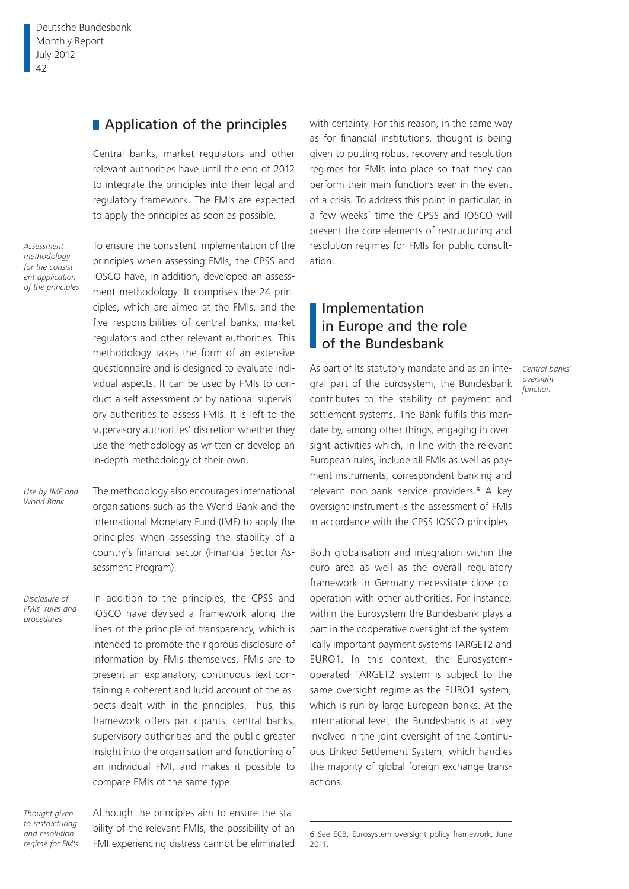## Application of the principles

Central banks, market regulators and other relevant authorities have until the end of 2012 to integrate the principles into their legal and regulatory framework. The FMIs are expected to apply the principles as soon as possible.

*Assessment methodology for the consistent application of the principles*

To ensure the consistent implementation of the principles when assessing FMIs, the CPSS and IOSCO have, in addition, developed an assessment methodology. It comprises the 24 principles, which are aimed at the FMIs, and the five responsibilities of central banks, market regulators and other relevant authorities. This methodology takes the form of an extensive questionnaire and is designed to evaluate individual aspects. It can be used by FMIs to conduct a self-assessment or by national supervisory authorities to assess FMIs. It is left to the supervisory authorities' discretion whether they use the methodology as written or develop an in-depth methodology of their own.

*Use by IMF and World Bank*

The methodology also encourages international organisations such as the World Bank and the International Monetary Fund (IMF) to apply the principles when assessing the stability of a country's financial sector (Financial Sector Assessment Program).

*Disclosure of FMIs' rules and procedures*

In addition to the principles, the CPSS and IOSCO have devised a framework along the lines of the principle of transparency, which is intended to promote the rigorous disclosure of information by FMIs themselves. FMIs are to present an explanatory, continuous text containing a coherent and lucid account of the aspects dealt with in the principles. Thus, this framework offers participants, central banks, supervisory authorities and the public greater insight into the organisation and functioning of an individual FMI, and makes it possible to compare FMIs of the same type.

*Thought given to restructuring and resolution regime for FMIs*

Although the principles aim to ensure the stability of the relevant FMIs, the possibility of an FMI experiencing distress cannot be eliminated with certainty. For this reason, in the same way as for financial institutions, thought is being given to putting robust recovery and resolution regimes for FMIs into place so that they can perform their main functions even in the event of a crisis. To address this point in particular, in a few weeks' time the CPSS and IOSCO will present the core elements of restructuring and resolution regimes for FMIs for public consultation.

## Implementation in Europe and the role of the Bundesbank

*Central banks' oversight function*

As part of its statutory mandate and as an integral part of the Eurosystem, the Bundesbank contributes to the stability of payment and settlement systems. The Bank fulfils this mandate by, among other things, engaging in oversight activities which, in line with the relevant European rules, include all FMIs as well as payment instruments, correspondent banking and relevant non-bank service providers.[6] A key oversight instrument is the assessment of FMIs in accordance with the CPSS-IOSCO principles.

Both globalisation and integration within the euro area as well as the overall regulatory framework in Germany necessitate close cooperation with other authorities. For instance, within the Eurosystem the Bundesbank plays a part in the cooperative oversight of the systemically important payment systems TARGET2 and EURO1. In this context, the Eurosystem-operated TARGET2 system is subject to the same oversight regime as the EURO1 system, which is run by large European banks. At the international level, the Bundesbank is actively involved in the joint oversight of the Continuous Linked Settlement System, which handles the majority of global foreign exchange transactions.

---

6 See ECB, Eurosystem oversight policy framework, June 2011.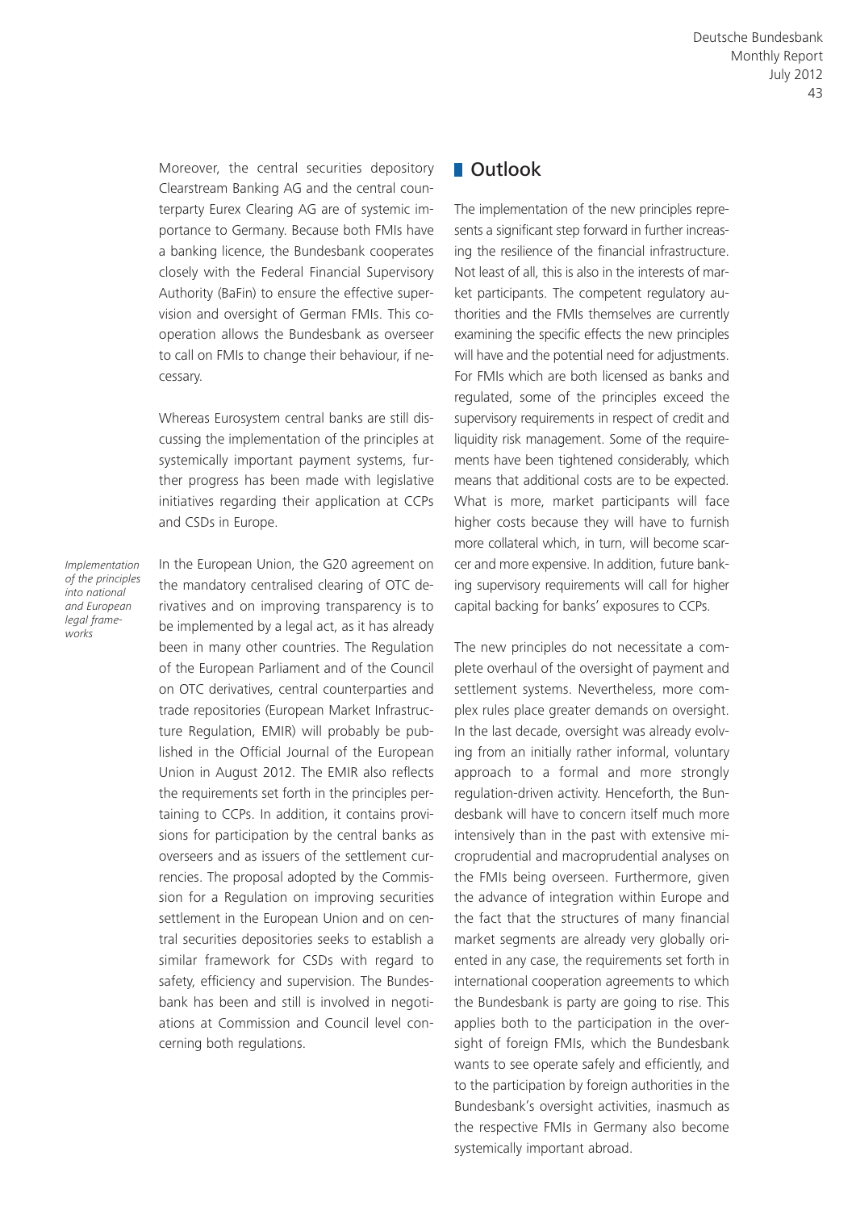Moreover, the central securities depository Clearstream Banking AG and the central counterparty Eurex Clearing AG are of systemic importance to Germany. Because both FMIs have a banking licence, the Bundesbank cooperates closely with the Federal Financial Supervisory Authority (BaFin) to ensure the effective supervision and oversight of German FMIs. This cooperation allows the Bundesbank as overseer to call on FMIs to change their behaviour, if necessary.

Whereas Eurosystem central banks are still discussing the implementation of the principles at systemically important payment systems, further progress has been made with legislative initiatives regarding their application at CCPs and CSDs in Europe.

*Implementation of the principles into national and European legal frameworks*

In the European Union, the G20 agreement on the mandatory centralised clearing of OTC derivatives and on improving transparency is to be implemented by a legal act, as it has already been in many other countries. The Regulation of the European Parliament and of the Council on OTC derivatives, central counterparties and trade repositories (European Market Infrastructure Regulation, EMIR) will probably be published in the Official Journal of the European Union in August 2012. The EMIR also reflects the requirements set forth in the principles pertaining to CCPs. In addition, it contains provisions for participation by the central banks as overseers and as issuers of the settlement currencies. The proposal adopted by the Commission for a Regulation on improving securities settlement in the European Union and on central securities depositories seeks to establish a similar framework for CSDs with regard to safety, efficiency and supervision. The Bundesbank has been and still is involved in negotiations at Commission and Council level concerning both regulations.

## Outlook

The implementation of the new principles represents a significant step forward in further increasing the resilience of the financial infrastructure. Not least of all, this is also in the interests of market participants. The competent regulatory authorities and the FMIs themselves are currently examining the specific effects the new principles will have and the potential need for adjustments. For FMIs which are both licensed as banks and regulated, some of the principles exceed the supervisory requirements in respect of credit and liquidity risk management. Some of the requirements have been tightened considerably, which means that additional costs are to be expected. What is more, market participants will face higher costs because they will have to furnish more collateral which, in turn, will become scarcer and more expensive. In addition, future banking supervisory requirements will call for higher capital backing for banks' exposures to CCPs.

The new principles do not necessitate a complete overhaul of the oversight of payment and settlement systems. Nevertheless, more complex rules place greater demands on oversight. In the last decade, oversight was already evolving from an initially rather informal, voluntary approach to a formal and more strongly regulation-driven activity. Henceforth, the Bundesbank will have to concern itself much more intensively than in the past with extensive microprudential and macroprudential analyses on the FMIs being overseen. Furthermore, given the advance of integration within Europe and the fact that the structures of many financial market segments are already very globally oriented in any case, the requirements set forth in international cooperation agreements to which the Bundesbank is party are going to rise. This applies both to the participation in the oversight of foreign FMIs, which the Bundesbank wants to see operate safely and efficiently, and to the participation by foreign authorities in the Bundesbank's oversight activities, inasmuch as the respective FMIs in Germany also become systemically important abroad.